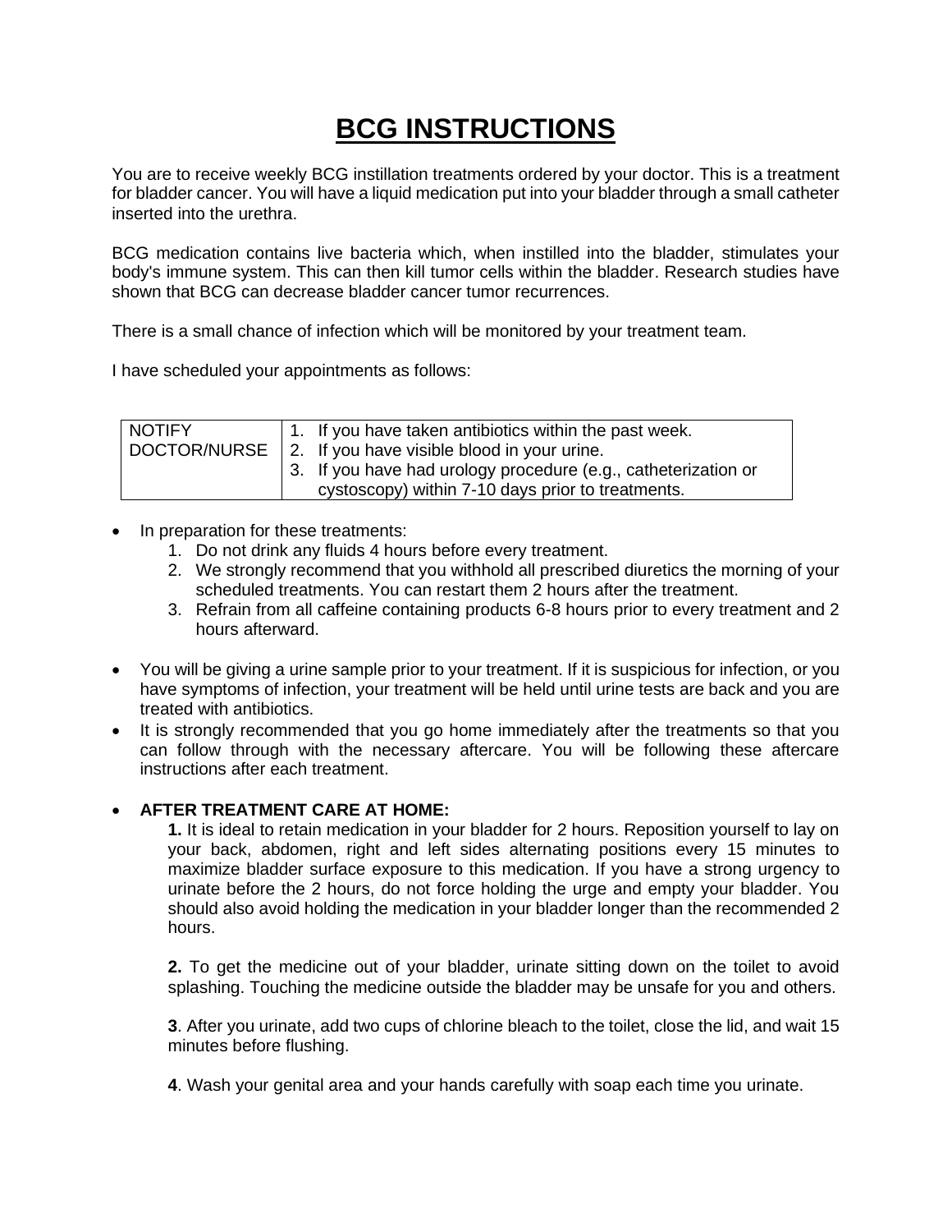# BCG INSTRUCTIONS

You are to receive weekly BCG instillation treatments ordered by your doctor. This is a treatment for bladder cancer. You will have a liquid medication put into your bladder through a small catheter inserted into the urethra.

BCG medication contains live bacteria which, when instilled into the bladder, stimulates your body's immune system. This can then kill tumor cells within the bladder. Research studies have shown that BCG can decrease bladder cancer tumor recurrences.

There is a small chance of infection which will be monitored by your treatment team.

I have scheduled your appointments as follows:

| NOTIFY DOCTOR/NURSE | 1. If you have taken antibiotics within the past week. 2. If you have visible blood in your urine. 3. If you have had urology procedure (e.g., catheterization or cystoscopy) within 7-10 days prior to treatments. |
|---|---|

- In preparation for these treatments:
  1. Do not drink any fluids 4 hours before every treatment.
  2. We strongly recommend that you withhold all prescribed diuretics the morning of your scheduled treatments. You can restart them 2 hours after the treatment.
  3. Refrain from all caffeine containing products 6-8 hours prior to every treatment and 2 hours afterward.

- You will be giving a urine sample prior to your treatment. If it is suspicious for infection, or you have symptoms of infection, your treatment will be held until urine tests are back and you are treated with antibiotics.
- It is strongly recommended that you go home immediately after the treatments so that you can follow through with the necessary aftercare. You will be following these aftercare instructions after each treatment.

- **AFTER TREATMENT CARE AT HOME:**

  **1.** It is ideal to retain medication in your bladder for 2 hours. Reposition yourself to lay on your back, abdomen, right and left sides alternating positions every 15 minutes to maximize bladder surface exposure to this medication. If you have a strong urgency to urinate before the 2 hours, do not force holding the urge and empty your bladder. You should also avoid holding the medication in your bladder longer than the recommended 2 hours.

  **2.** To get the medicine out of your bladder, urinate sitting down on the toilet to avoid splashing. Touching the medicine outside the bladder may be unsafe for you and others.

  **3**. After you urinate, add two cups of chlorine bleach to the toilet, close the lid, and wait 15 minutes before flushing.

  **4**. Wash your genital area and your hands carefully with soap each time you urinate.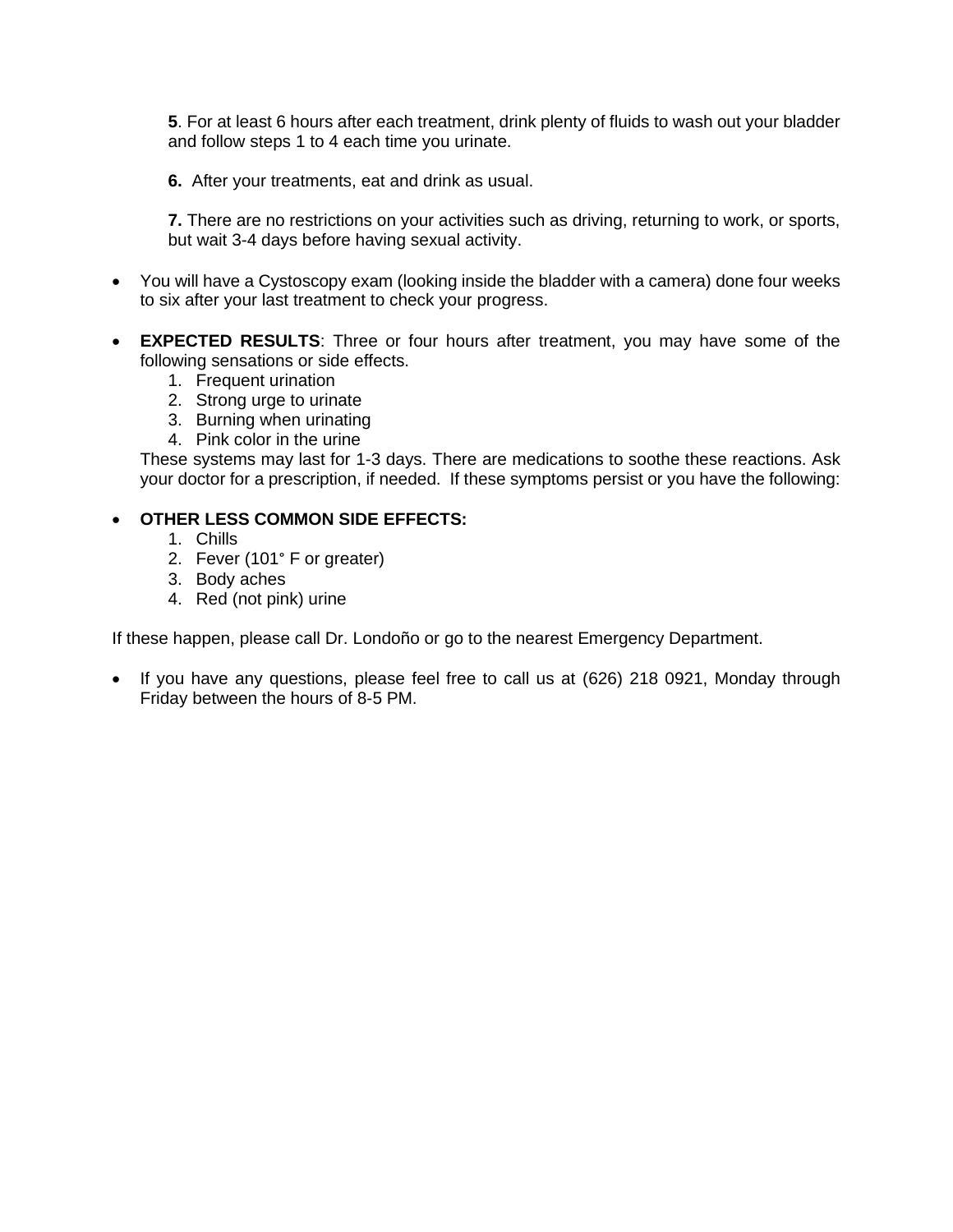**5**. For at least 6 hours after each treatment, drink plenty of fluids to wash out your bladder and follow steps 1 to 4 each time you urinate.

**6.** After your treatments, eat and drink as usual.

**7.** There are no restrictions on your activities such as driving, returning to work, or sports, but wait 3-4 days before having sexual activity.

- You will have a Cystoscopy exam (looking inside the bladder with a camera) done four weeks to six after your last treatment to check your progress.

- **EXPECTED RESULTS**: Three or four hours after treatment, you may have some of the following sensations or side effects.
  1. Frequent urination
  2. Strong urge to urinate
  3. Burning when urinating
  4. Pink color in the urine

  These systems may last for 1-3 days. There are medications to soothe these reactions. Ask your doctor for a prescription, if needed. If these symptoms persist or you have the following:

- **OTHER LESS COMMON SIDE EFFECTS:**
  1. Chills
  2. Fever (101° F or greater)
  3. Body aches
  4. Red (not pink) urine

If these happen, please call Dr. Londoño or go to the nearest Emergency Department.

- If you have any questions, please feel free to call us at (626) 218 0921, Monday through Friday between the hours of 8-5 PM.